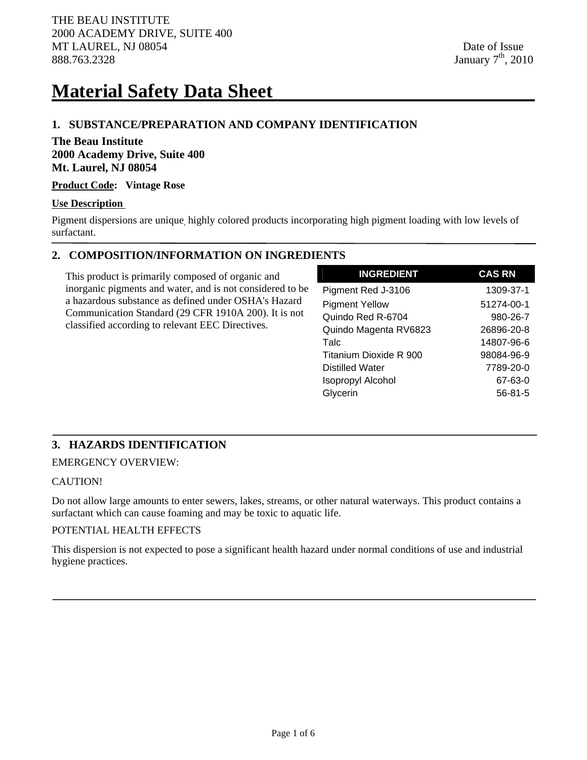THE BEAU INSTITUTE
2000 ACADEMY DRIVE, SUITE 400
MT LAUREL, NJ 08054
888.763.2328

Date of Issue
January 7th, 2010

# Material Safety Data Sheet

## 1. SUBSTANCE/PREPARATION AND COMPANY IDENTIFICATION

**The Beau Institute**
**2000 Academy Drive, Suite 400**
**Mt. Laurel, NJ 08054**

**Product Code: Vintage Rose**

**Use Description**

Pigment dispersions are unique, highly colored products incorporating high pigment loading with low levels of surfactant.

## 2. COMPOSITION/INFORMATION ON INGREDIENTS

This product is primarily composed of organic and inorganic pigments and water, and is not considered to be a hazardous substance as defined under OSHA's Hazard Communication Standard (29 CFR 1910A 200). It is not classified according to relevant EEC Directives.

| INGREDIENT | CAS RN |
|---|---|
| Pigment Red J-3106 | 1309-37-1 |
| Pigment Yellow | 51274-00-1 |
| Quindo Red R-6704 | 980-26-7 |
| Quindo Magenta RV6823 | 26896-20-8 |
| Talc | 14807-96-6 |
| Titanium Dioxide R 900 | 98084-96-9 |
| Distilled Water | 7789-20-0 |
| Isopropyl Alcohol | 67-63-0 |
| Glycerin | 56-81-5 |

## 3. HAZARDS IDENTIFICATION

EMERGENCY OVERVIEW:

CAUTION!

Do not allow large amounts to enter sewers, lakes, streams, or other natural waterways. This product contains a surfactant which can cause foaming and may be toxic to aquatic life.

POTENTIAL HEALTH EFFECTS

This dispersion is not expected to pose a significant health hazard under normal conditions of use and industrial hygiene practices.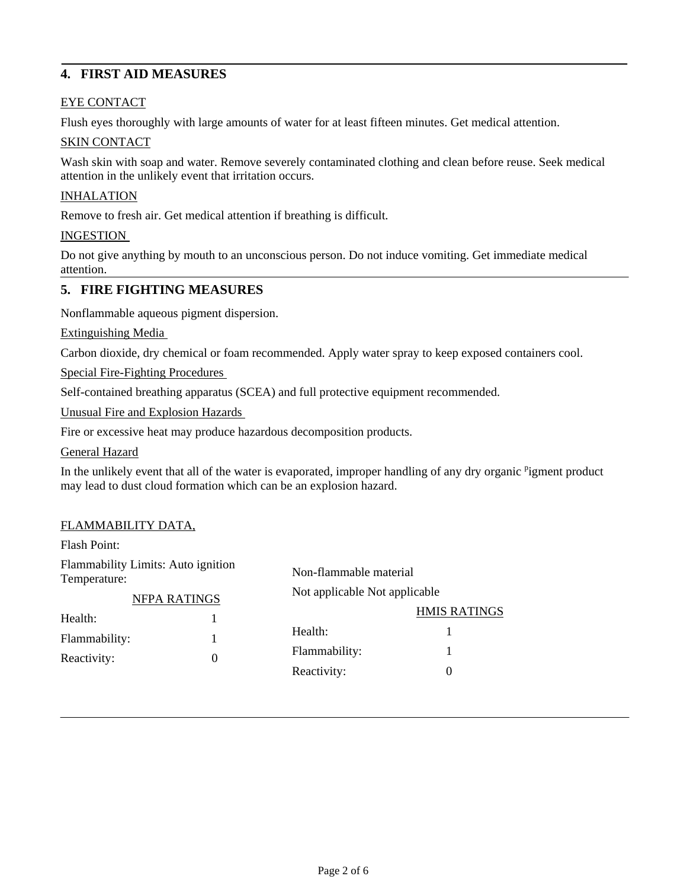## 4. FIRST AID MEASURES

EYE CONTACT

Flush eyes thoroughly with large amounts of water for at least fifteen minutes. Get medical attention.

SKIN CONTACT

Wash skin with soap and water. Remove severely contaminated clothing and clean before reuse. Seek medical attention in the unlikely event that irritation occurs.

INHALATION

Remove to fresh air. Get medical attention if breathing is difficult.

INGESTION

Do not give anything by mouth to an unconscious person. Do not induce vomiting. Get immediate medical attention.

## 5. FIRE FIGHTING MEASURES

Nonflammable aqueous pigment dispersion.

Extinguishing Media

Carbon dioxide, dry chemical or foam recommended. Apply water spray to keep exposed containers cool.

Special Fire-Fighting Procedures

Self-contained breathing apparatus (SCEA) and full protective equipment recommended.

Unusual Fire and Explosion Hazards

Fire or excessive heat may produce hazardous decomposition products.

General Hazard

In the unlikely event that all of the water is evaporated, improper handling of any dry organic pigment product may lead to dust cloud formation which can be an explosion hazard.

FLAMMABILITY DATA,

Flash Point:

Flammability Limits: Auto ignition Temperature:

Non-flammable material

Not applicable Not applicable

| NFPA RATINGS | |
|---|---|
| Health: | 1 |
| Flammability: | 1 |
| Reactivity: | 0 |

| HMIS RATINGS | |
|---|---|
| Health: | 1 |
| Flammability: | 1 |
| Reactivity: | 0 |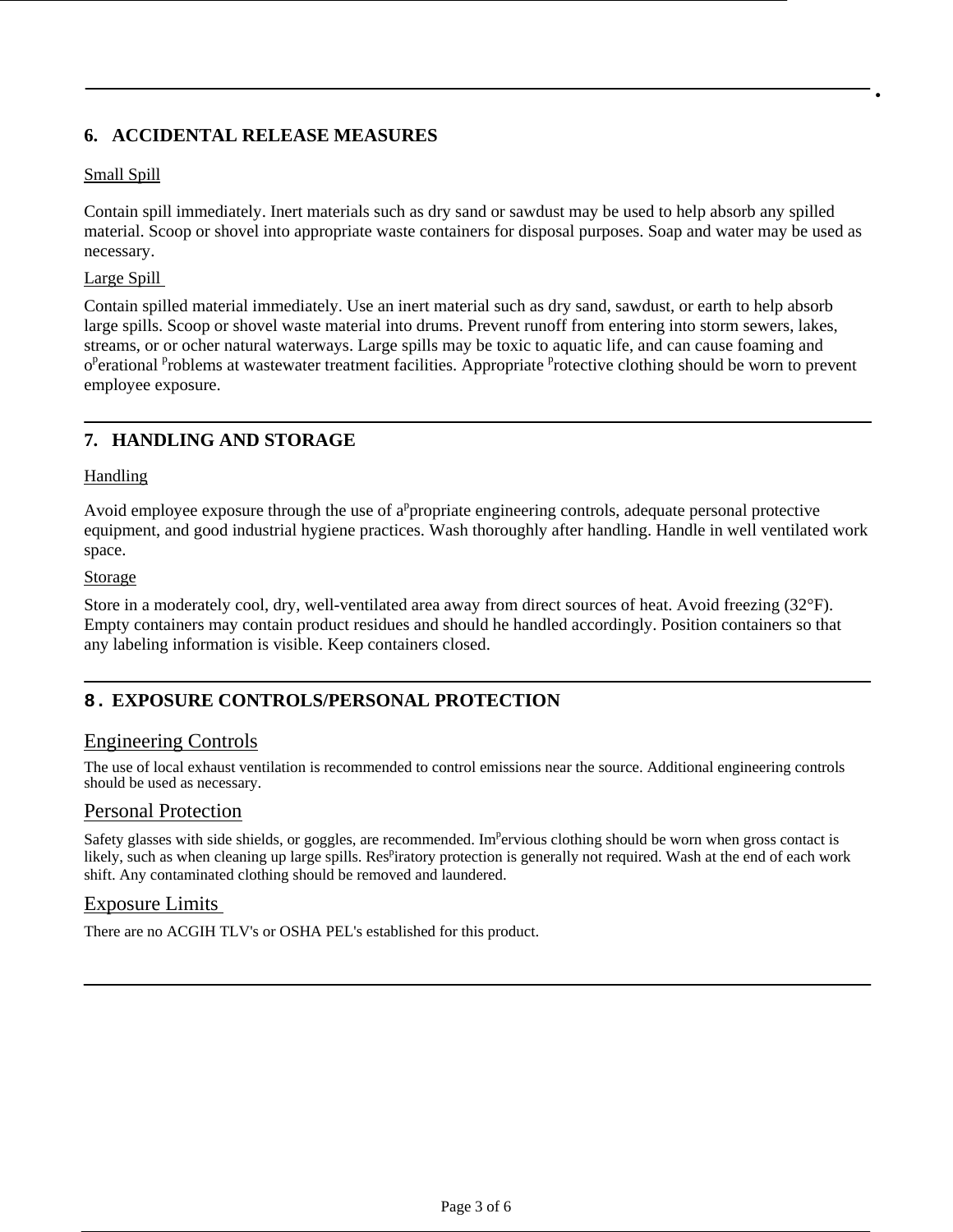## 6. ACCIDENTAL RELEASE MEASURES

Small Spill

Contain spill immediately. Inert materials such as dry sand or sawdust may be used to help absorb any spilled material. Scoop or shovel into appropriate waste containers for disposal purposes. Soap and water may be used as necessary.

Large Spill

Contain spilled material immediately. Use an inert material such as dry sand, sawdust, or earth to help absorb large spills. Scoop or shovel waste material into drums. Prevent runoff from entering into storm sewers, lakes, streams, or or ocher natural waterways. Large spills may be toxic to aquatic life, and can cause foaming and operational problems at wastewater treatment facilities. Appropriate protective clothing should be worn to prevent employee exposure.

## 7. HANDLING AND STORAGE

Handling

Avoid employee exposure through the use of appropriate engineering controls, adequate personal protective equipment, and good industrial hygiene practices. Wash thoroughly after handling. Handle in well ventilated work space.

Storage

Store in a moderately cool, dry, well-ventilated area away from direct sources of heat. Avoid freezing (32°F). Empty containers may contain product residues and should he handled accordingly. Position containers so that any labeling information is visible. Keep containers closed.

## 8. EXPOSURE CONTROLS/PERSONAL PROTECTION

### Engineering Controls

The use of local exhaust ventilation is recommended to control emissions near the source. Additional engineering controls should be used as necessary.

### Personal Protection

Safety glasses with side shields, or goggles, are recommended. Impervious clothing should be worn when gross contact is likely, such as when cleaning up large spills. Respiratory protection is generally not required. Wash at the end of each work shift. Any contaminated clothing should be removed and laundered.

### Exposure Limits

There are no ACGIH TLV's or OSHA PEL's established for this product.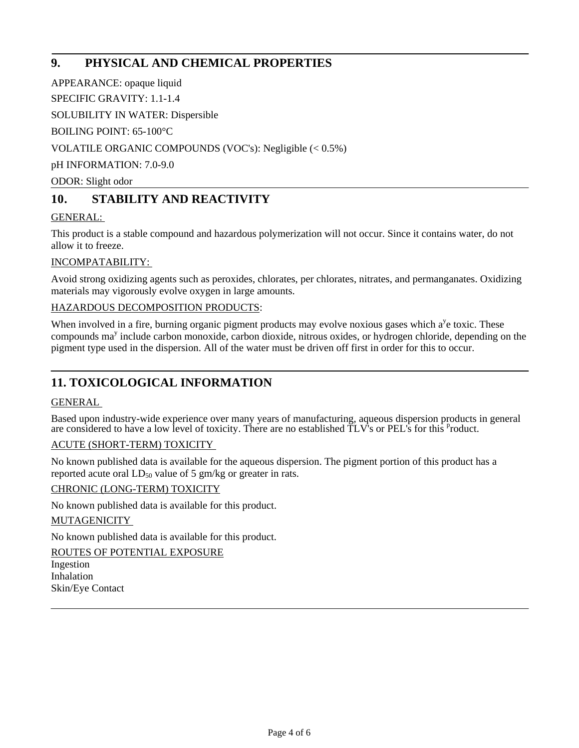## 9. PHYSICAL AND CHEMICAL PROPERTIES

APPEARANCE: opaque liquid

SPECIFIC GRAVITY: 1.1-1.4

SOLUBILITY IN WATER: Dispersible

BOILING POINT: 65-100°C

VOLATILE ORGANIC COMPOUNDS (VOC's): Negligible (< 0.5%)

pH INFORMATION: 7.0-9.0

ODOR: Slight odor

## 10. STABILITY AND REACTIVITY

GENERAL:

This product is a stable compound and hazardous polymerization will not occur. Since it contains water, do not allow it to freeze.

INCOMPATABILITY:

Avoid strong oxidizing agents such as peroxides, chlorates, per chlorates, nitrates, and permanganates. Oxidizing materials may vigorously evolve oxygen in large amounts.

HAZARDOUS DECOMPOSITION PRODUCTS:

When involved in a fire, burning organic pigment products may evolve noxious gases which are toxic. These compounds may include carbon monoxide, carbon dioxide, nitrous oxides, or hydrogen chloride, depending on the pigment type used in the dispersion. All of the water must be driven off first in order for this to occur.

## 11. TOXICOLOGICAL INFORMATION

GENERAL

Based upon industry-wide experience over many years of manufacturing, aqueous dispersion products in general are considered to have a low level of toxicity. There are no established TLV's or PEL's for this product.

ACUTE (SHORT-TERM) TOXICITY

No known published data is available for the aqueous dispersion. The pigment portion of this product has a reported acute oral $LD_{50}$ value of 5 gm/kg or greater in rats.

CHRONIC (LONG-TERM) TOXICITY

No known published data is available for this product.

MUTAGENICITY

No known published data is available for this product.

ROUTES OF POTENTIAL EXPOSURE

Ingestion
Inhalation
Skin/Eye Contact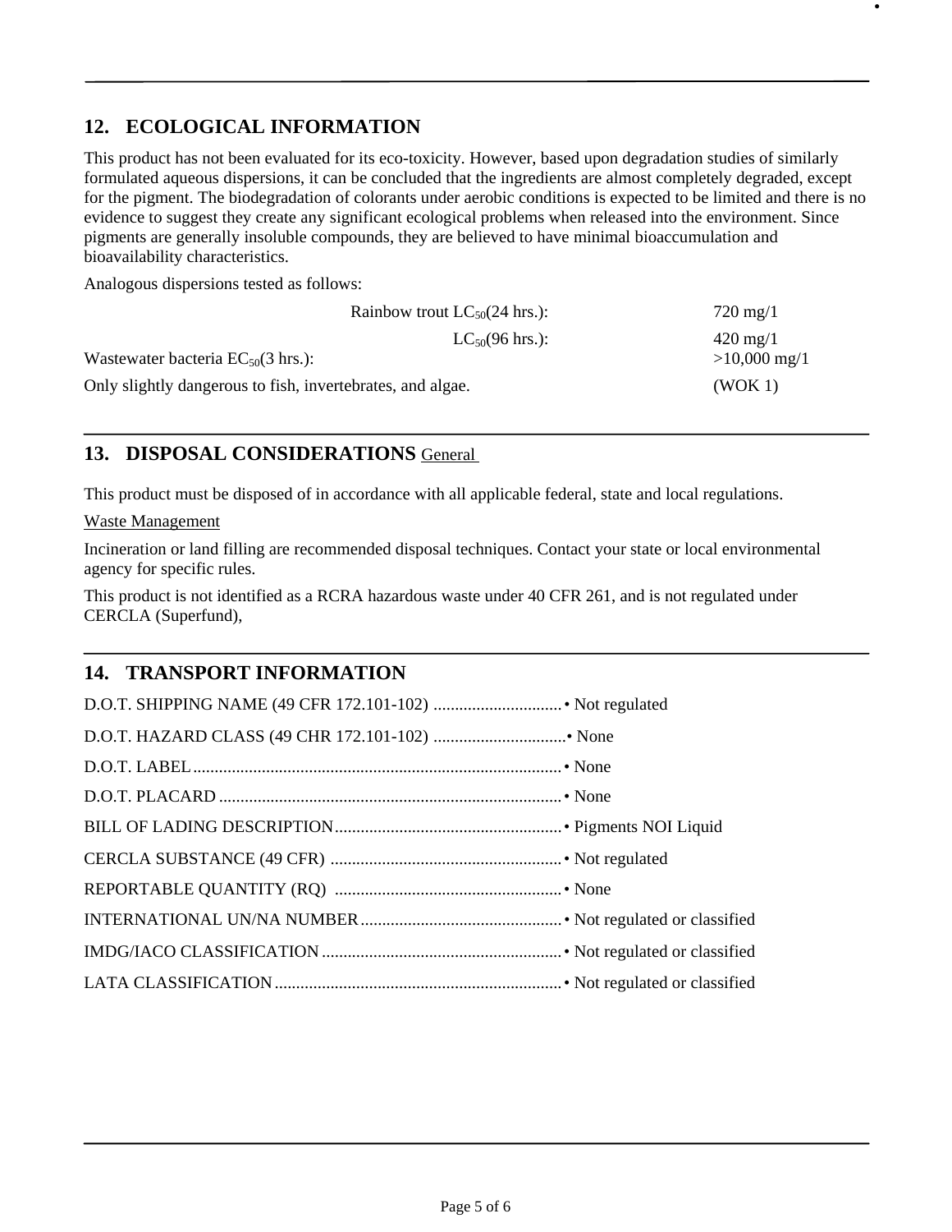## 12. ECOLOGICAL INFORMATION

This product has not been evaluated for its eco-toxicity. However, based upon degradation studies of similarly formulated aqueous dispersions, it can be concluded that the ingredients are almost completely degraded, except for the pigment. The biodegradation of colorants under aerobic conditions is expected to be limited and there is no evidence to suggest they create any significant ecological problems when released into the environment. Since pigments are generally insoluble compounds, they are believed to have minimal bioaccumulation and bioavailability characteristics.

Analogous dispersions tested as follows:

| | |
|---|---|
| Rainbow trout $LC_{50}$(24 hrs.): | 720 mg/1 |
| $LC_{50}$(96 hrs.): | 420 mg/1 |
| Wastewater bacteria $EC_{50}$(3 hrs.): | >10,000 mg/1 |
| Only slightly dangerous to fish, invertebrates, and algae. | (WOK 1) |

## 13. DISPOSAL CONSIDERATIONS General

This product must be disposed of in accordance with all applicable federal, state and local regulations.

Waste Management

Incineration or land filling are recommended disposal techniques. Contact your state or local environmental agency for specific rules.

This product is not identified as a RCRA hazardous waste under 40 CFR 261, and is not regulated under CERCLA (Superfund),

## 14. TRANSPORT INFORMATION

D.O.T. SHIPPING NAME (49 CFR 172.101-102) .............................. • Not regulated

D.O.T. HAZARD CLASS (49 CHR 172.101-102) ...............................• None

D.O.T. LABEL...................................................................................... • None

D.O.T. PLACARD ................................................................................ • None

BILL OF LADING DESCRIPTION..................................................... • Pigments NOI Liquid

CERCLA SUBSTANCE (49 CFR) ...................................................... • Not regulated

REPORTABLE QUANTITY (RQ) ..................................................... • None

INTERNATIONAL UN/NA NUMBER............................................... • Not regulated or classified

IMDG/IACO CLASSIFICATION........................................................ • Not regulated or classified

LATA CLASSIFICATION................................................................... • Not regulated or classified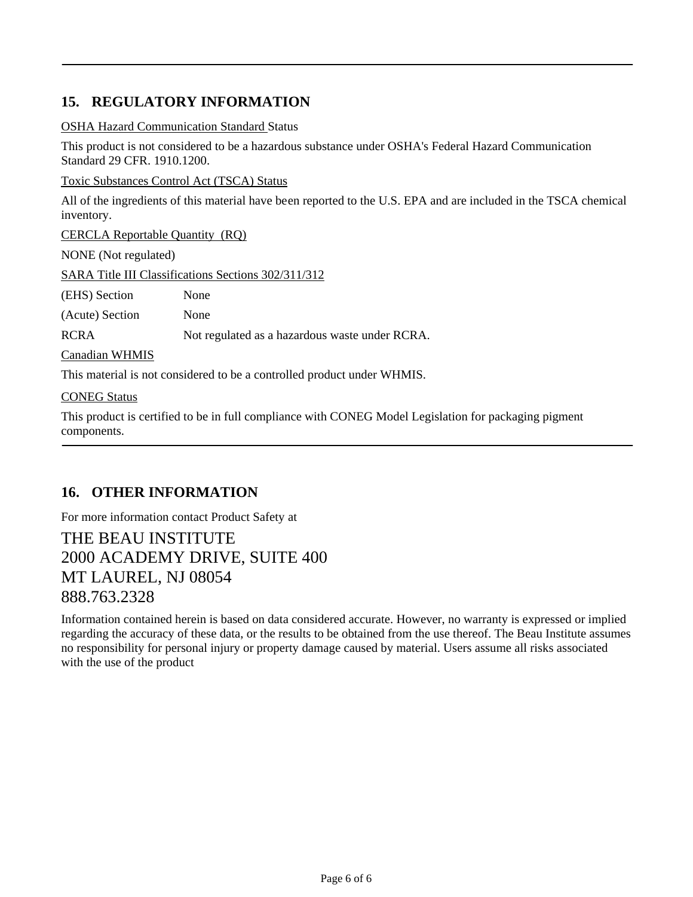## 15. REGULATORY INFORMATION

OSHA Hazard Communication Standard Status

This product is not considered to be a hazardous substance under OSHA's Federal Hazard Communication Standard 29 CFR. 1910.1200.

Toxic Substances Control Act (TSCA) Status

All of the ingredients of this material have been reported to the U.S. EPA and are included in the TSCA chemical inventory.

CERCLA Reportable Quantity (RQ)

NONE (Not regulated)

SARA Title III Classifications Sections 302/311/312

| | |
|---|---|
| (EHS) Section | None |
| (Acute) Section | None |
| RCRA | Not regulated as a hazardous waste under RCRA. |

Canadian WHMIS

This material is not considered to be a controlled product under WHMIS.

CONEG Status

This product is certified to be in full compliance with CONEG Model Legislation for packaging pigment components.

## 16. OTHER INFORMATION

For more information contact Product Safety at

THE BEAU INSTITUTE
2000 ACADEMY DRIVE, SUITE 400
MT LAUREL, NJ 08054
888.763.2328

Information contained herein is based on data considered accurate. However, no warranty is expressed or implied regarding the accuracy of these data, or the results to be obtained from the use thereof. The Beau Institute assumes no responsibility for personal injury or property damage caused by material. Users assume all risks associated with the use of the product